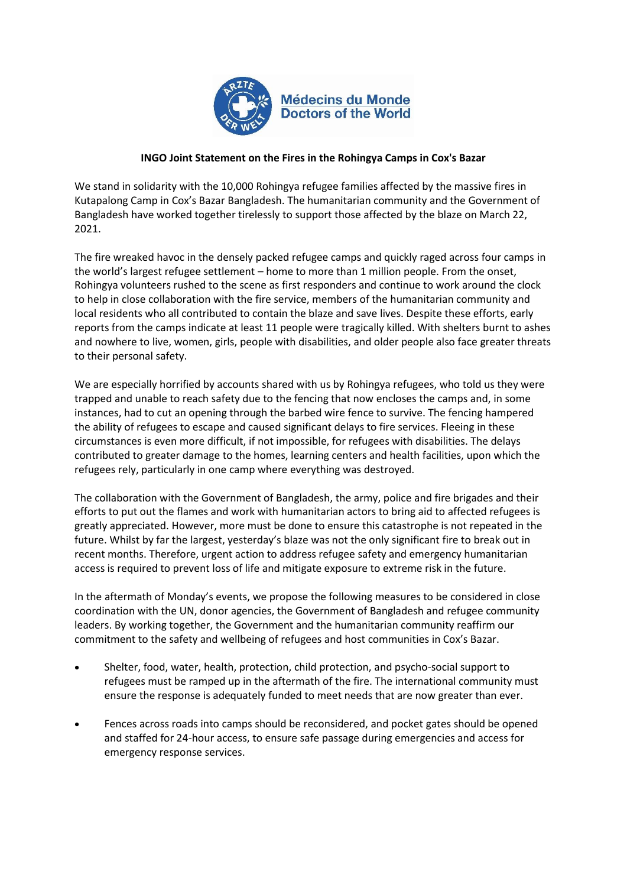Médecins du Monde
Doctors of the World

**INGO Joint Statement on the Fires in the Rohingya Camps in Cox's Bazar**

We stand in solidarity with the 10,000 Rohingya refugee families affected by the massive fires in Kutapalong Camp in Cox's Bazar Bangladesh. The humanitarian community and the Government of Bangladesh have worked together tirelessly to support those affected by the blaze on March 22, 2021.

The fire wreaked havoc in the densely packed refugee camps and quickly raged across four camps in the world's largest refugee settlement – home to more than 1 million people. From the onset, Rohingya volunteers rushed to the scene as first responders and continue to work around the clock to help in close collaboration with the fire service, members of the humanitarian community and local residents who all contributed to contain the blaze and save lives. Despite these efforts, early reports from the camps indicate at least 11 people were tragically killed. With shelters burnt to ashes and nowhere to live, women, girls, people with disabilities, and older people also face greater threats to their personal safety.

We are especially horrified by accounts shared with us by Rohingya refugees, who told us they were trapped and unable to reach safety due to the fencing that now encloses the camps and, in some instances, had to cut an opening through the barbed wire fence to survive. The fencing hampered the ability of refugees to escape and caused significant delays to fire services. Fleeing in these circumstances is even more difficult, if not impossible, for refugees with disabilities. The delays contributed to greater damage to the homes, learning centers and health facilities, upon which the refugees rely, particularly in one camp where everything was destroyed.

The collaboration with the Government of Bangladesh, the army, police and fire brigades and their efforts to put out the flames and work with humanitarian actors to bring aid to affected refugees is greatly appreciated. However, more must be done to ensure this catastrophe is not repeated in the future. Whilst by far the largest, yesterday's blaze was not the only significant fire to break out in recent months. Therefore, urgent action to address refugee safety and emergency humanitarian access is required to prevent loss of life and mitigate exposure to extreme risk in the future.

In the aftermath of Monday's events, we propose the following measures to be considered in close coordination with the UN, donor agencies, the Government of Bangladesh and refugee community leaders. By working together, the Government and the humanitarian community reaffirm our commitment to the safety and wellbeing of refugees and host communities in Cox's Bazar.

- Shelter, food, water, health, protection, child protection, and psycho-social support to refugees must be ramped up in the aftermath of the fire. The international community must ensure the response is adequately funded to meet needs that are now greater than ever.
- Fences across roads into camps should be reconsidered, and pocket gates should be opened and staffed for 24-hour access, to ensure safe passage during emergencies and access for emergency response services.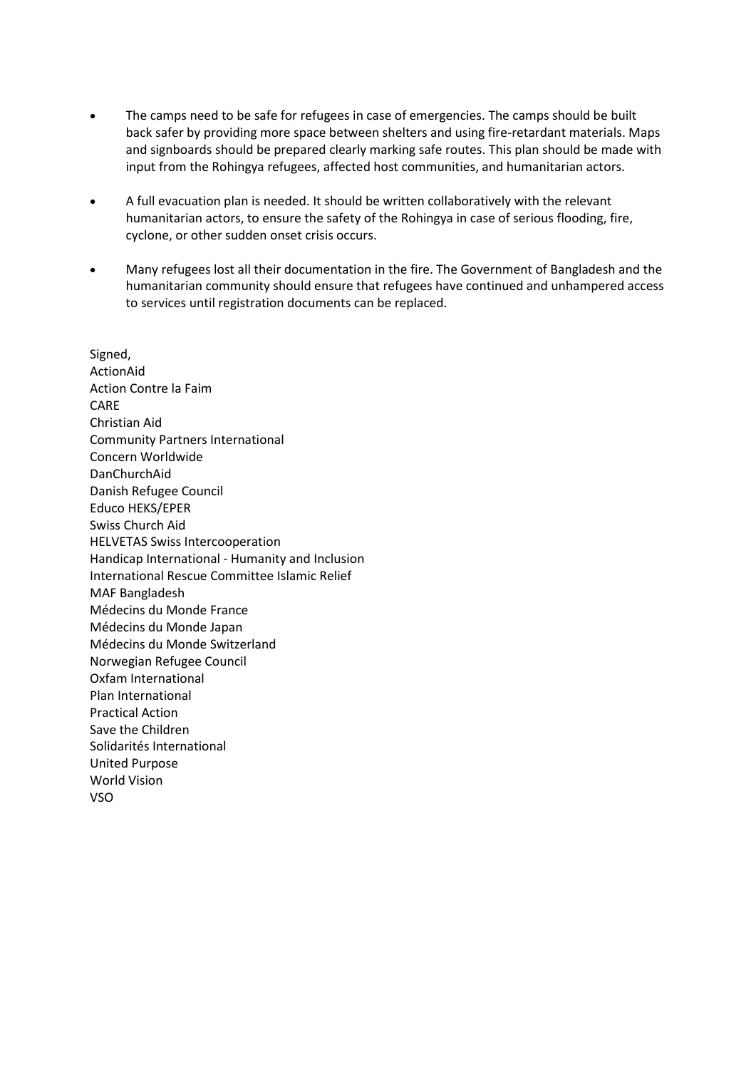- The camps need to be safe for refugees in case of emergencies. The camps should be built back safer by providing more space between shelters and using fire-retardant materials. Maps and signboards should be prepared clearly marking safe routes. This plan should be made with input from the Rohingya refugees, affected host communities, and humanitarian actors.

- A full evacuation plan is needed. It should be written collaboratively with the relevant humanitarian actors, to ensure the safety of the Rohingya in case of serious flooding, fire, cyclone, or other sudden onset crisis occurs.

- Many refugees lost all their documentation in the fire. The Government of Bangladesh and the humanitarian community should ensure that refugees have continued and unhampered access to services until registration documents can be replaced.

Signed,
ActionAid
Action Contre la Faim
CARE
Christian Aid
Community Partners International
Concern Worldwide
DanChurchAid
Danish Refugee Council
Educo HEKS/EPER
Swiss Church Aid
HELVETAS Swiss Intercooperation
Handicap International - Humanity and Inclusion
International Rescue Committee Islamic Relief
MAF Bangladesh
Médecins du Monde France
Médecins du Monde Japan
Médecins du Monde Switzerland
Norwegian Refugee Council
Oxfam International
Plan International
Practical Action
Save the Children
Solidarités International
United Purpose
World Vision
VSO